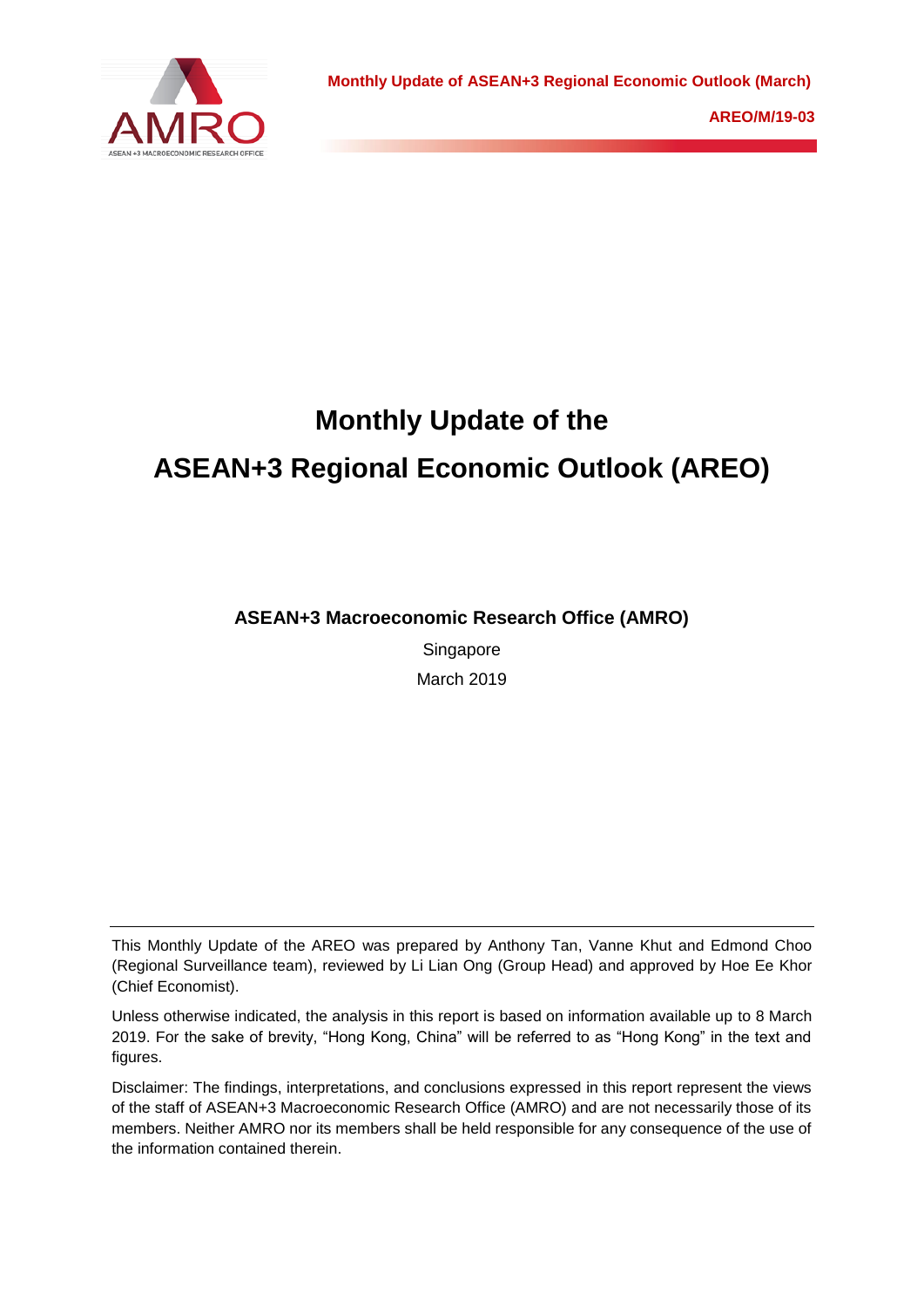Monthly Update of ASEAN+3 Regional Economic Outlook (March)

AREO/M/19-03

# Monthly Update of the ASEAN+3 Regional Economic Outlook (AREO)

**ASEAN+3 Macroeconomic Research Office (AMRO)**

Singapore

March 2019

---

This Monthly Update of the AREO was prepared by Anthony Tan, Vanne Khut and Edmond Choo (Regional Surveillance team), reviewed by Li Lian Ong (Group Head) and approved by Hoe Ee Khor (Chief Economist).

Unless otherwise indicated, the analysis in this report is based on information available up to 8 March 2019. For the sake of brevity, "Hong Kong, China" will be referred to as "Hong Kong" in the text and figures.

Disclaimer: The findings, interpretations, and conclusions expressed in this report represent the views of the staff of ASEAN+3 Macroeconomic Research Office (AMRO) and are not necessarily those of its members. Neither AMRO nor its members shall be held responsible for any consequence of the use of the information contained therein.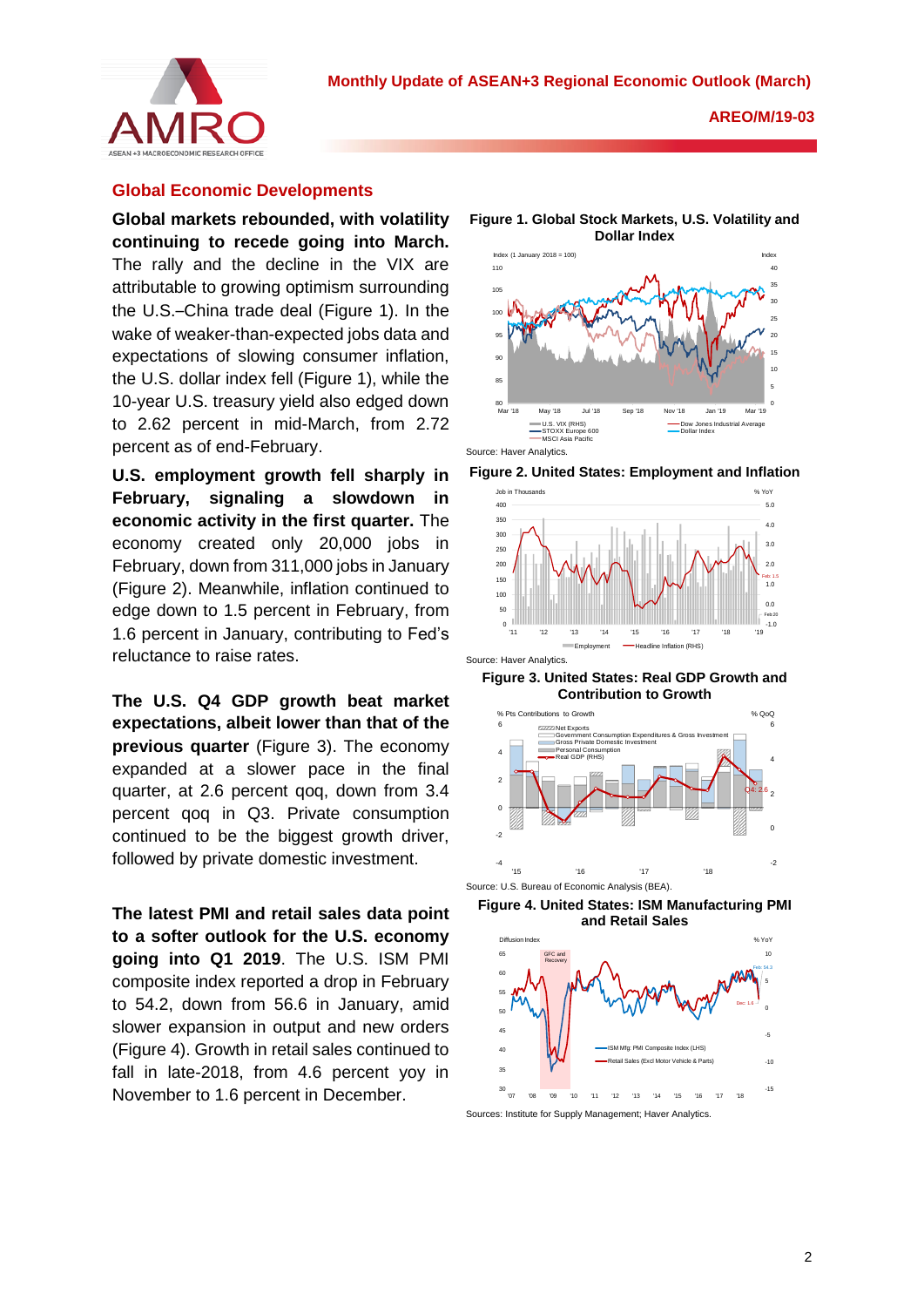## Global Economic Developments

**Global markets rebounded, with volatility continuing to recede going into March.** The rally and the decline in the VIX are attributable to growing optimism surrounding the U.S.–China trade deal (Figure 1). In the wake of weaker-than-expected jobs data and expectations of slowing consumer inflation, the U.S. dollar index fell (Figure 1), while the 10-year U.S. treasury yield also edged down to 2.62 percent in mid-March, from 2.72 percent as of end-February.

**U.S. employment growth fell sharply in February, signaling a slowdown in economic activity in the first quarter.** The economy created only 20,000 jobs in February, down from 311,000 jobs in January (Figure 2). Meanwhile, inflation continued to edge down to 1.5 percent in February, from 1.6 percent in January, contributing to Fed's reluctance to raise rates.

**The U.S. Q4 GDP growth beat market expectations, albeit lower than that of the previous quarter** (Figure 3). The economy expanded at a slower pace in the final quarter, at 2.6 percent qoq, down from 3.4 percent qoq in Q3. Private consumption continued to be the biggest growth driver, followed by private domestic investment.

**The latest PMI and retail sales data point to a softer outlook for the U.S. economy going into Q1 2019**. The U.S. ISM PMI composite index reported a drop in February to 54.2, down from 56.6 in January, amid slower expansion in output and new orders (Figure 4). Growth in retail sales continued to fall in late-2018, from 4.6 percent yoy in November to 1.6 percent in December.

**Figure 1. Global Stock Markets, U.S. Volatility and Dollar Index**

Source: Haver Analytics.

**Figure 2. United States: Employment and Inflation**

Source: Haver Analytics.

**Figure 3. United States: Real GDP Growth and Contribution to Growth**

Source: U.S. Bureau of Economic Analysis (BEA).

**Figure 4. United States: ISM Manufacturing PMI and Retail Sales**

Sources: Institute for Supply Management; Haver Analytics.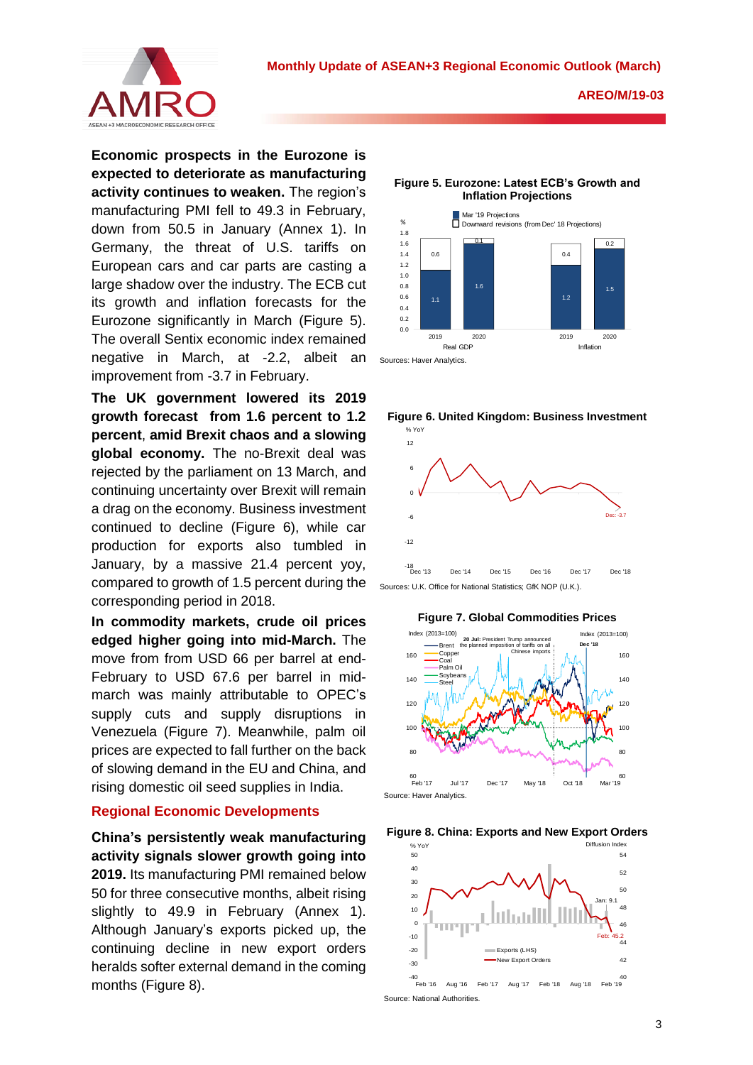**Economic prospects in the Eurozone is expected to deteriorate as manufacturing activity continues to weaken.** The region's manufacturing PMI fell to 49.3 in February, down from 50.5 in January (Annex 1). In Germany, the threat of U.S. tariffs on European cars and car parts are casting a large shadow over the industry. The ECB cut its growth and inflation forecasts for the Eurozone significantly in March (Figure 5). The overall Sentix economic index remained negative in March, at -2.2, albeit an improvement from -3.7 in February.

**The UK government lowered its 2019 growth forecast from 1.6 percent to 1.2 percent**, **amid Brexit chaos and a slowing global economy.** The no-Brexit deal was rejected by the parliament on 13 March, and continuing uncertainty over Brexit will remain a drag on the economy. Business investment continued to decline (Figure 6), while car production for exports also tumbled in January, by a massive 21.4 percent yoy, compared to growth of 1.5 percent during the corresponding period in 2018.

**In commodity markets, crude oil prices edged higher going into mid-March.** The move from USD 66 per barrel at end-February to USD 67.6 per barrel in mid-march was mainly attributable to OPEC's supply cuts and supply disruptions in Venezuela (Figure 7). Meanwhile, palm oil prices are expected to fall further on the back of slowing demand in the EU and China, and rising domestic oil seed supplies in India.

## Regional Economic Developments

**China's persistently weak manufacturing activity signals slower growth going into 2019.** Its manufacturing PMI remained below 50 for three consecutive months, albeit rising slightly to 49.9 in February (Annex 1). Although January's exports picked up, the continuing decline in new export orders heralds softer external demand in the coming months (Figure 8).

**Figure 5. Eurozone: Latest ECB's Growth and Inflation Projections**

| | Real GDP 2019 | Real GDP 2020 | Inflation 2019 | Inflation 2020 |
|---|---|---|---|---|
| Mar '19 Projections | 1.1 | 1.6 | 1.2 | 1.5 |
| Downward revisions (from Dec' 18 Projections) | 0.6 | 0.1 | 0.4 | 0.2 |

Sources: Haver Analytics.

**Figure 6. United Kingdom: Business Investment**

Sources: U.K. Office for National Statistics; GfK NOP (U.K.).

**Figure 7. Global Commodities Prices**

Source: Haver Analytics.

**Figure 8. China: Exports and New Export Orders**

Source: National Authorities.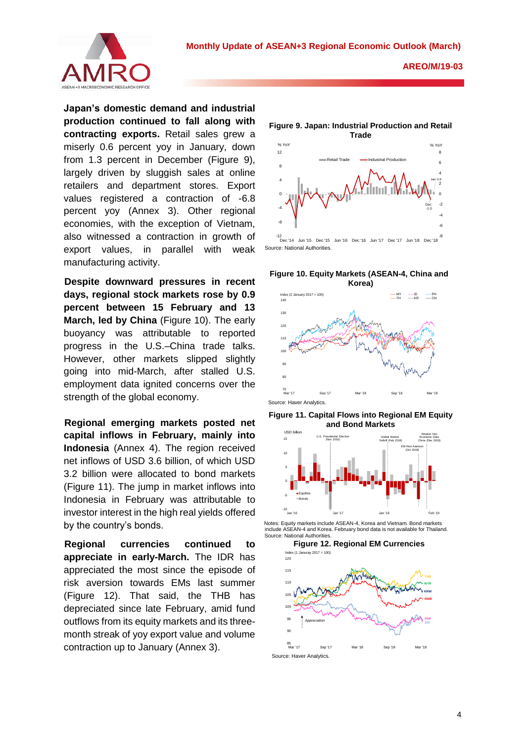**Japan's domestic demand and industrial production continued to fall along with contracting exports.** Retail sales grew a miserly 0.6 percent yoy in January, down from 1.3 percent in December (Figure 9), largely driven by sluggish sales at online retailers and department stores. Export values registered a contraction of -6.8 percent yoy (Annex 3). Other regional economies, with the exception of Vietnam, also witnessed a contraction in growth of export values, in parallel with weak manufacturing activity.

**Despite downward pressures in recent days, regional stock markets rose by 0.9 percent between 15 February and 13 March, led by China** (Figure 10). The early buoyancy was attributable to reported progress in the U.S.–China trade talks. However, other markets slipped slightly going into mid-March, after stalled U.S. employment data ignited concerns over the strength of the global economy.

**Regional emerging markets posted net capital inflows in February, mainly into Indonesia** (Annex 4). The region received net inflows of USD 3.6 billion, of which USD 3.2 billion were allocated to bond markets (Figure 11). The jump in market inflows into Indonesia in February was attributable to investor interest in the high real yields offered by the country's bonds.

**Regional currencies continued to appreciate in early-March.** The IDR has appreciated the most since the episode of risk aversion towards EMs last summer (Figure 12). That said, the THB has depreciated since late February, amid fund outflows from its equity markets and its three-month streak of yoy export value and volume contraction up to January (Annex 3).

**Figure 9. Japan: Industrial Production and Retail Trade**

Source: National Authorities.

**Figure 10. Equity Markets (ASEAN-4, China and Korea)**

Source: Haver Analytics.

**Figure 11. Capital Flows into Regional EM Equity and Bond Markets**

Notes: Equity markets include ASEAN-4, Korea and Vietnam. Bond markets include ASEAN-4 and Korea. February bond data is not available for Thailand.
Source: National Authorities.

**Figure 12. Regional EM Currencies**

Source: Haver Analytics.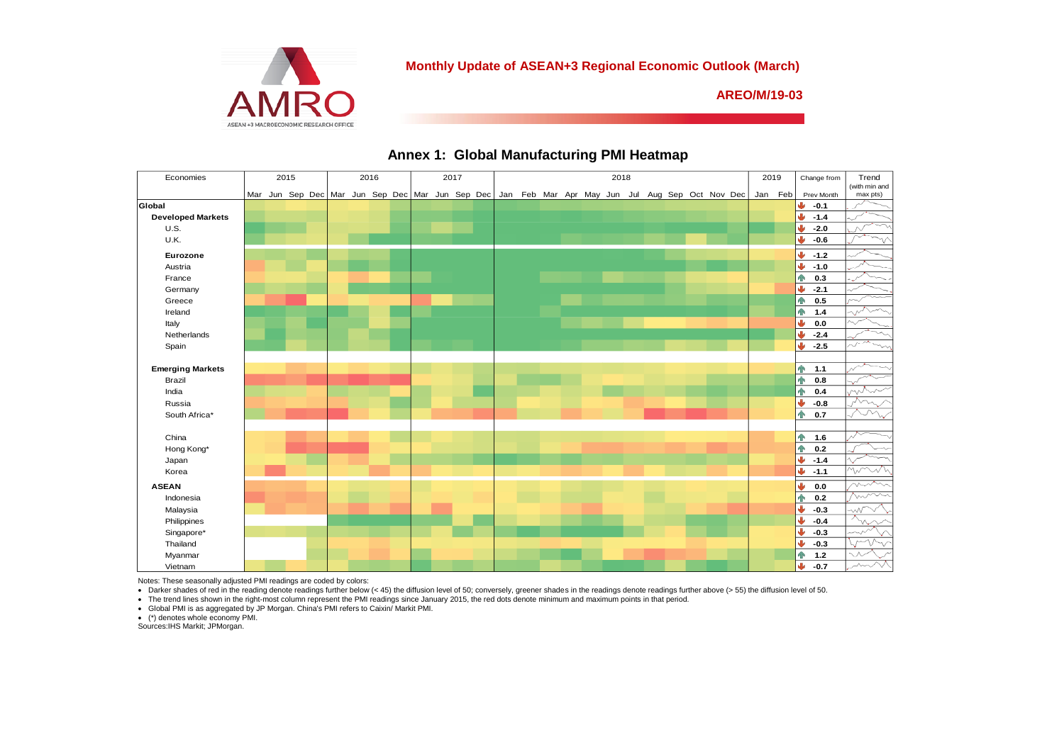**Monthly Update of ASEAN+3 Regional Economic Outlook (March)**

**AREO/M/19-03**

## Annex 1: Global Manufacturing PMI Heatmap

| Economies | Change from Prev Month |
|---|---|
| **Global** | -0.1 |
| **Developed Markets** | -1.4 |
| U.S. | -2.0 |
| U.K. | -0.6 |
| **Eurozone** | -1.2 |
| Austria | -1.0 |
| France | 0.3 |
| Germany | -2.1 |
| Greece | 0.5 |
| Ireland | 1.4 |
| Italy | 0.0 |
| Netherlands | -2.4 |
| Spain | -2.5 |
| **Emerging Markets** | 1.1 |
| Brazil | 0.8 |
| India | 0.4 |
| Russia | -0.8 |
| South Africa* | 0.7 |
| China | 1.6 |
| Hong Kong* | 0.2 |
| Japan | -1.4 |
| Korea | -1.1 |
| **ASEAN** | 0.0 |
| Indonesia | 0.2 |
| Malaysia | -0.3 |
| Philippines | -0.4 |
| Singapore* | -0.3 |
| Thailand | -0.3 |
| Myanmar | 1.2 |
| Vietnam | -0.7 |

Notes: These seasonally adjusted PMI readings are coded by colors:

- Darker shades of red in the reading denote readings further below (< 45) the diffusion level of 50; conversely, greener shades in the readings denote readings further above (> 55) the diffusion level of 50.
- The trend lines shown in the right-most column represent the PMI readings since January 2015, the red dots denote minimum and maximum points in that period.
- Global PMI is as aggregated by JP Morgan. China's PMI refers to Caixin/ Markit PMI.
- (*) denotes whole economy PMI.

Sources: IHS Markit; JPMorgan.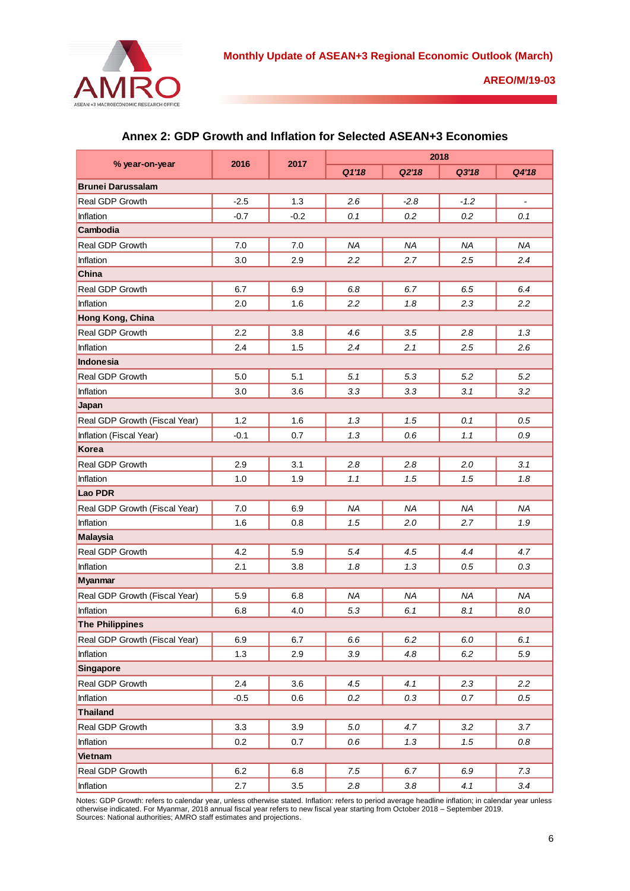## Annex 2: GDP Growth and Inflation for Selected ASEAN+3 Economies

| % year-on-year | 2016 | 2017 | 2018 | | | |
|---|---|---|---|---|---|---|
| | | | *Q1'18* | *Q2'18* | *Q3'18* | *Q4'18* |
| **Brunei Darussalam** | | | | | | |
| Real GDP Growth | -2.5 | 1.3 | *2.6* | *-2.8* | *-1.2* | *-* |
| Inflation | -0.7 | -0.2 | *0.1* | *0.2* | *0.2* | *0.1* |
| **Cambodia** | | | | | | |
| Real GDP Growth | 7.0 | 7.0 | *NA* | *NA* | *NA* | *NA* |
| Inflation | 3.0 | 2.9 | *2.2* | *2.7* | *2.5* | *2.4* |
| **China** | | | | | | |
| Real GDP Growth | 6.7 | 6.9 | *6.8* | *6.7* | *6.5* | *6.4* |
| Inflation | 2.0 | 1.6 | *2.2* | *1.8* | *2.3* | *2.2* |
| **Hong Kong, China** | | | | | | |
| Real GDP Growth | 2.2 | 3.8 | *4.6* | *3.5* | *2.8* | *1.3* |
| Inflation | 2.4 | 1.5 | *2.4* | *2.1* | *2.5* | *2.6* |
| **Indonesia** | | | | | | |
| Real GDP Growth | 5.0 | 5.1 | *5.1* | *5.3* | *5.2* | *5.2* |
| Inflation | 3.0 | 3.6 | *3.3* | *3.3* | *3.1* | *3.2* |
| **Japan** | | | | | | |
| Real GDP Growth (Fiscal Year) | 1.2 | 1.6 | *1.3* | *1.5* | *0.1* | *0.5* |
| Inflation (Fiscal Year) | -0.1 | 0.7 | *1.3* | *0.6* | *1.1* | *0.9* |
| **Korea** | | | | | | |
| Real GDP Growth | 2.9 | 3.1 | *2.8* | *2.8* | *2.0* | *3.1* |
| Inflation | 1.0 | 1.9 | *1.1* | *1.5* | *1.5* | *1.8* |
| **Lao PDR** | | | | | | |
| Real GDP Growth (Fiscal Year) | 7.0 | 6.9 | *NA* | *NA* | *NA* | *NA* |
| Inflation | 1.6 | 0.8 | *1.5* | *2.0* | *2.7* | *1.9* |
| **Malaysia** | | | | | | |
| Real GDP Growth | 4.2 | 5.9 | *5.4* | *4.5* | *4.4* | *4.7* |
| Inflation | 2.1 | 3.8 | *1.8* | *1.3* | *0.5* | *0.3* |
| **Myanmar** | | | | | | |
| Real GDP Growth (Fiscal Year) | 5.9 | 6.8 | *NA* | *NA* | *NA* | *NA* |
| Inflation | 6.8 | 4.0 | *5.3* | *6.1* | *8.1* | *8.0* |
| **The Philippines** | | | | | | |
| Real GDP Growth (Fiscal Year) | 6.9 | 6.7 | *6.6* | *6.2* | *6.0* | *6.1* |
| Inflation | 1.3 | 2.9 | *3.9* | *4.8* | *6.2* | *5.9* |
| **Singapore** | | | | | | |
| Real GDP Growth | 2.4 | 3.6 | *4.5* | *4.1* | *2.3* | *2.2* |
| Inflation | -0.5 | 0.6 | *0.2* | *0.3* | *0.7* | *0.5* |
| **Thailand** | | | | | | |
| Real GDP Growth | 3.3 | 3.9 | *5.0* | *4.7* | *3.2* | *3.7* |
| Inflation | 0.2 | 0.7 | *0.6* | *1.3* | *1.5* | *0.8* |
| **Vietnam** | | | | | | |
| Real GDP Growth | 6.2 | 6.8 | *7.5* | *6.7* | *6.9* | *7.3* |
| Inflation | 2.7 | 3.5 | *2.8* | *3.8* | *4.1* | *3.4* |

Notes: GDP Growth: refers to calendar year, unless otherwise stated. Inflation: refers to period average headline inflation; in calendar year unless otherwise indicated. For Myanmar, 2018 annual fiscal year refers to new fiscal year starting from October 2018 – September 2019.
Sources: National authorities; AMRO staff estimates and projections.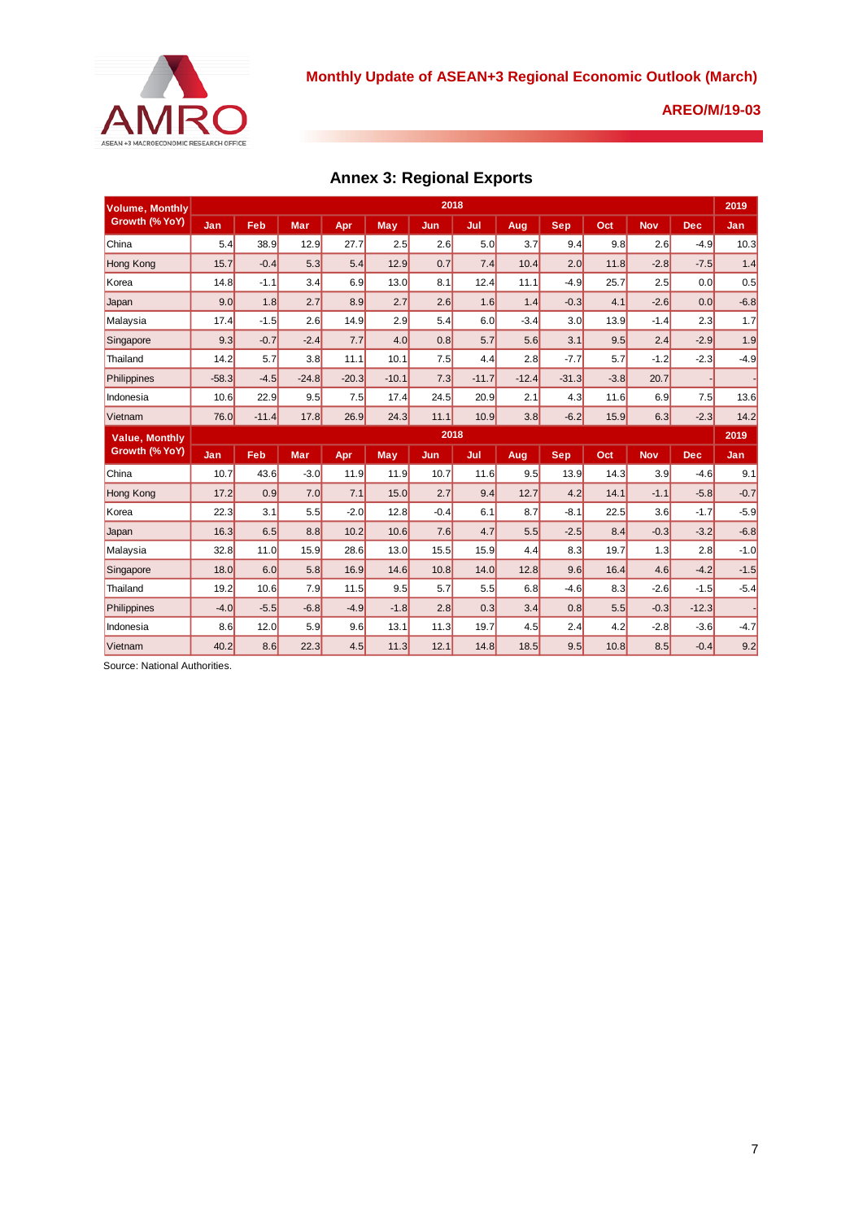## Annex 3: Regional Exports

| Volume, Monthly Growth (% YoY) | 2018 | | | | | | | | | | | | 2019 |
|---|---|---|---|---|---|---|---|---|---|---|---|---|---|
| | Jan | Feb | Mar | Apr | May | Jun | Jul | Aug | Sep | Oct | Nov | Dec | Jan |
| China | 5.4 | 38.9 | 12.9 | 27.7 | 2.5 | 2.6 | 5.0 | 3.7 | 9.4 | 9.8 | 2.6 | -4.9 | 10.3 |
| Hong Kong | 15.7 | -0.4 | 5.3 | 5.4 | 12.9 | 0.7 | 7.4 | 10.4 | 2.0 | 11.8 | -2.8 | -7.5 | 1.4 |
| Korea | 14.8 | -1.1 | 3.4 | 6.9 | 13.0 | 8.1 | 12.4 | 11.1 | -4.9 | 25.7 | 2.5 | 0.0 | 0.5 |
| Japan | 9.0 | 1.8 | 2.7 | 8.9 | 2.7 | 2.6 | 1.6 | 1.4 | -0.3 | 4.1 | -2.6 | 0.0 | -6.8 |
| Malaysia | 17.4 | -1.5 | 2.6 | 14.9 | 2.9 | 5.4 | 6.0 | -3.4 | 3.0 | 13.9 | -1.4 | 2.3 | 1.7 |
| Singapore | 9.3 | -0.7 | -2.4 | 7.7 | 4.0 | 0.8 | 5.7 | 5.6 | 3.1 | 9.5 | 2.4 | -2.9 | 1.9 |
| Thailand | 14.2 | 5.7 | 3.8 | 11.1 | 10.1 | 7.5 | 4.4 | 2.8 | -7.7 | 5.7 | -1.2 | -2.3 | -4.9 |
| Philippines | -58.3 | -4.5 | -24.8 | -20.3 | -10.1 | 7.3 | -11.7 | -12.4 | -31.3 | -3.8 | 20.7 | - | - |
| Indonesia | 10.6 | 22.9 | 9.5 | 7.5 | 17.4 | 24.5 | 20.9 | 2.1 | 4.3 | 11.6 | 6.9 | 7.5 | 13.6 |
| Vietnam | 76.0 | -11.4 | 17.8 | 26.9 | 24.3 | 11.1 | 10.9 | 3.8 | -6.2 | 15.9 | 6.3 | -2.3 | 14.2 |
| **Value, Monthly Growth (% YoY)** | **2018** | | | | | | | | | | | | **2019** |
| | Jan | Feb | Mar | Apr | May | Jun | Jul | Aug | Sep | Oct | Nov | Dec | Jan |
| China | 10.7 | 43.6 | -3.0 | 11.9 | 11.9 | 10.7 | 11.6 | 9.5 | 13.9 | 14.3 | 3.9 | -4.6 | 9.1 |
| Hong Kong | 17.2 | 0.9 | 7.0 | 7.1 | 15.0 | 2.7 | 9.4 | 12.7 | 4.2 | 14.1 | -1.1 | -5.8 | -0.7 |
| Korea | 22.3 | 3.1 | 5.5 | -2.0 | 12.8 | -0.4 | 6.1 | 8.7 | -8.1 | 22.5 | 3.6 | -1.7 | -5.9 |
| Japan | 16.3 | 6.5 | 8.8 | 10.2 | 10.6 | 7.6 | 4.7 | 5.5 | -2.5 | 8.4 | -0.3 | -3.2 | -6.8 |
| Malaysia | 32.8 | 11.0 | 15.9 | 28.6 | 13.0 | 15.5 | 15.9 | 4.4 | 8.3 | 19.7 | 1.3 | 2.8 | -1.0 |
| Singapore | 18.0 | 6.0 | 5.8 | 16.9 | 14.6 | 10.8 | 14.0 | 12.8 | 9.6 | 16.4 | 4.6 | -4.2 | -1.5 |
| Thailand | 19.2 | 10.6 | 7.9 | 11.5 | 9.5 | 5.7 | 5.5 | 6.8 | -4.6 | 8.3 | -2.6 | -1.5 | -5.4 |
| Philippines | -4.0 | -5.5 | -6.8 | -4.9 | -1.8 | 2.8 | 0.3 | 3.4 | 0.8 | 5.5 | -0.3 | -12.3 | - |
| Indonesia | 8.6 | 12.0 | 5.9 | 9.6 | 13.1 | 11.3 | 19.7 | 4.5 | 2.4 | 4.2 | -2.8 | -3.6 | -4.7 |
| Vietnam | 40.2 | 8.6 | 22.3 | 4.5 | 11.3 | 12.1 | 14.8 | 18.5 | 9.5 | 10.8 | 8.5 | -0.4 | 9.2 |

Source: National Authorities.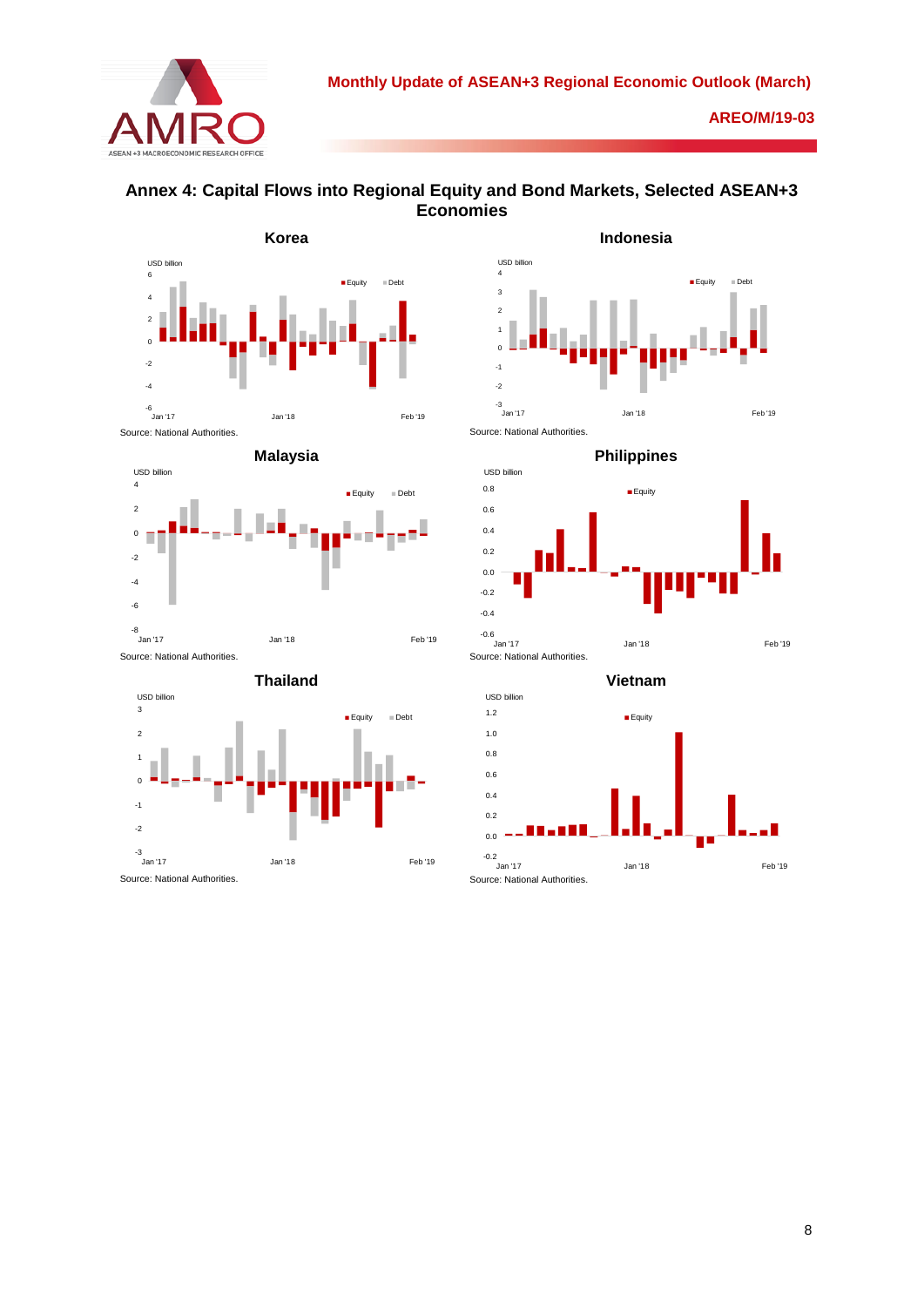## Annex 4: Capital Flows into Regional Equity and Bond Markets, Selected ASEAN+3 Economies

**Korea**

Source: National Authorities.

**Indonesia**

Source: National Authorities.

**Malaysia**

Source: National Authorities.

**Philippines**

Source: National Authorities.

**Thailand**

Source: National Authorities.

**Vietnam**

Source: National Authorities.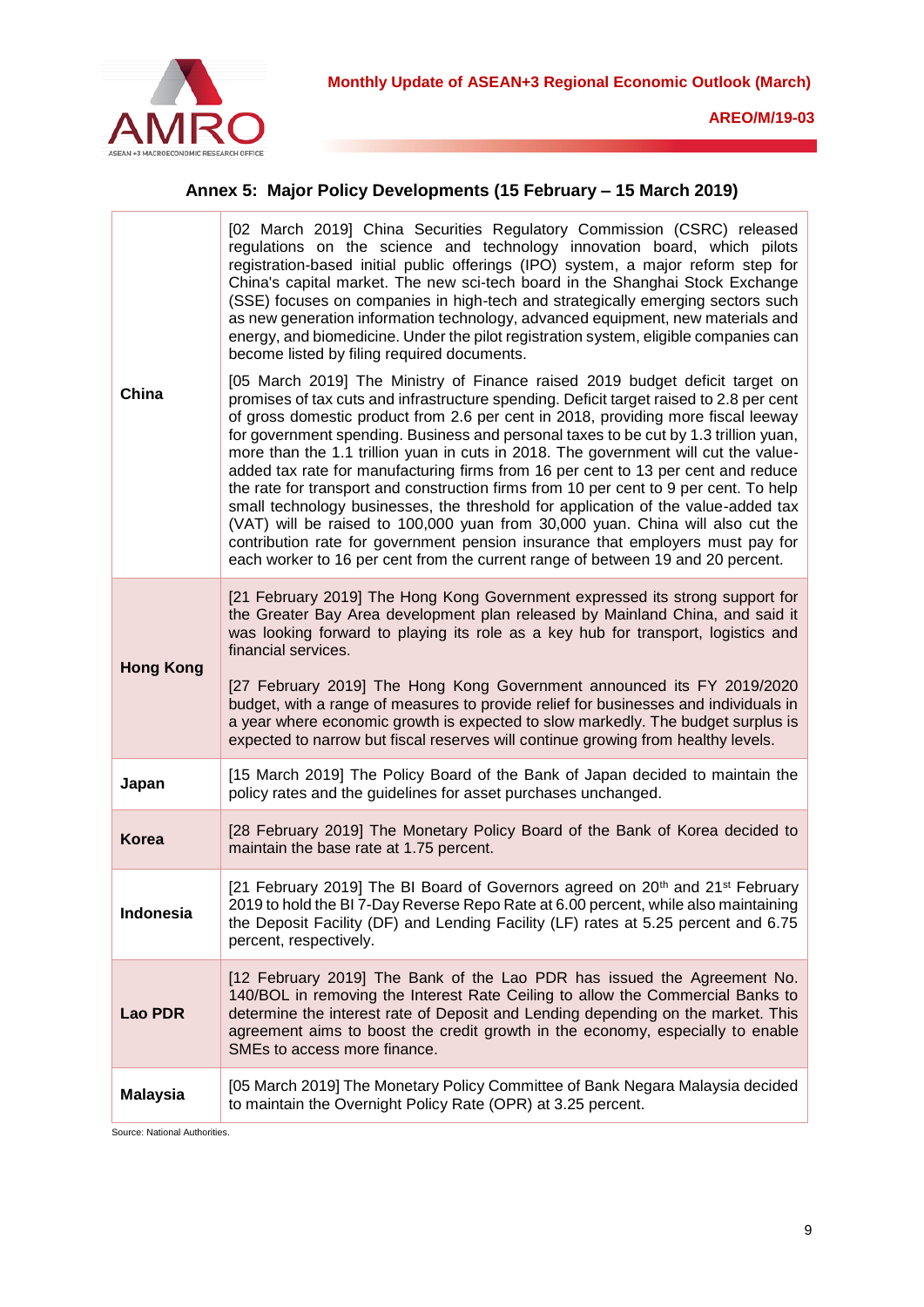## Annex 5: Major Policy Developments (15 February – 15 March 2019)

| | |
|---|---|
| **China** | [02 March 2019] China Securities Regulatory Commission (CSRC) released regulations on the science and technology innovation board, which pilots registration-based initial public offerings (IPO) system, a major reform step for China's capital market. The new sci-tech board in the Shanghai Stock Exchange (SSE) focuses on companies in high-tech and strategically emerging sectors such as new generation information technology, advanced equipment, new materials and energy, and biomedicine. Under the pilot registration system, eligible companies can become listed by filing required documents.<br><br>[05 March 2019] The Ministry of Finance raised 2019 budget deficit target on promises of tax cuts and infrastructure spending. Deficit target raised to 2.8 per cent of gross domestic product from 2.6 per cent in 2018, providing more fiscal leeway for government spending. Business and personal taxes to be cut by 1.3 trillion yuan, more than the 1.1 trillion yuan in cuts in 2018. The government will cut the value-added tax rate for manufacturing firms from 16 per cent to 13 per cent and reduce the rate for transport and construction firms from 10 per cent to 9 per cent. To help small technology businesses, the threshold for application of the value-added tax (VAT) will be raised to 100,000 yuan from 30,000 yuan. China will also cut the contribution rate for government pension insurance that employers must pay for each worker to 16 per cent from the current range of between 19 and 20 percent. |
| **Hong Kong** | [21 February 2019] The Hong Kong Government expressed its strong support for the Greater Bay Area development plan released by Mainland China, and said it was looking forward to playing its role as a key hub for transport, logistics and financial services.<br><br>[27 February 2019] The Hong Kong Government announced its FY 2019/2020 budget, with a range of measures to provide relief for businesses and individuals in a year where economic growth is expected to slow markedly. The budget surplus is expected to narrow but fiscal reserves will continue growing from healthy levels. |
| **Japan** | [15 March 2019] The Policy Board of the Bank of Japan decided to maintain the policy rates and the guidelines for asset purchases unchanged. |
| **Korea** | [28 February 2019] The Monetary Policy Board of the Bank of Korea decided to maintain the base rate at 1.75 percent. |
| **Indonesia** | [21 February 2019] The BI Board of Governors agreed on 20th and 21st February 2019 to hold the BI 7-Day Reverse Repo Rate at 6.00 percent, while also maintaining the Deposit Facility (DF) and Lending Facility (LF) rates at 5.25 percent and 6.75 percent, respectively. |
| **Lao PDR** | [12 February 2019] The Bank of the Lao PDR has issued the Agreement No. 140/BOL in removing the Interest Rate Ceiling to allow the Commercial Banks to determine the interest rate of Deposit and Lending depending on the market. This agreement aims to boost the credit growth in the economy, especially to enable SMEs to access more finance. |
| **Malaysia** | [05 March 2019] The Monetary Policy Committee of Bank Negara Malaysia decided to maintain the Overnight Policy Rate (OPR) at 3.25 percent. |

Source: National Authorities.